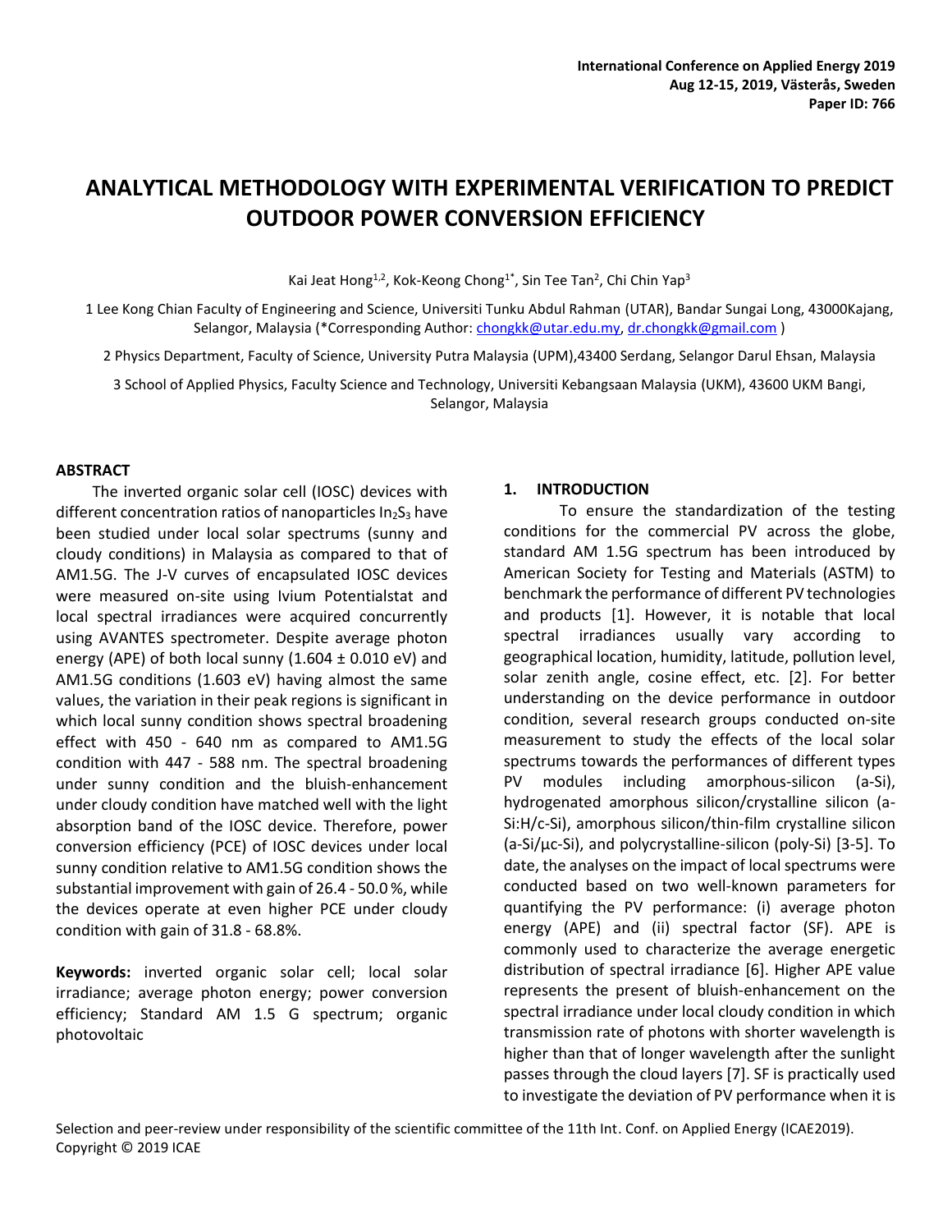# ANALYTICAL METHODOLOGY WITH EXPERIMENTAL VERIFICATION TO PREDICT OUTDOOR POWER CONVERSION EFFICIENCY

Kai Jeat Hong[1,2], Kok-Keong Chong[1*], Sin Tee Tan[2], Chi Chin Yap[3]

1 Lee Kong Chian Faculty of Engineering and Science, Universiti Tunku Abdul Rahman (UTAR), Bandar Sungai Long, 43000Kajang, Selangor, Malaysia (*Corresponding Author: chongkk@utar.edu.my, dr.chongkk@gmail.com )

2 Physics Department, Faculty of Science, University Putra Malaysia (UPM),43400 Serdang, Selangor Darul Ehsan, Malaysia

3 School of Applied Physics, Faculty Science and Technology, Universiti Kebangsaan Malaysia (UKM), 43600 UKM Bangi, Selangor, Malaysia

## ABSTRACT

The inverted organic solar cell (IOSC) devices with different concentration ratios of nanoparticles $In_2S_3$ have been studied under local solar spectrums (sunny and cloudy conditions) in Malaysia as compared to that of AM1.5G. The J-V curves of encapsulated IOSC devices were measured on-site using Ivium Potentialstat and local spectral irradiances were acquired concurrently using AVANTES spectrometer. Despite average photon energy (APE) of both local sunny (1.604 ± 0.010 eV) and AM1.5G conditions (1.603 eV) having almost the same values, the variation in their peak regions is significant in which local sunny condition shows spectral broadening effect with 450 - 640 nm as compared to AM1.5G condition with 447 - 588 nm. The spectral broadening under sunny condition and the bluish-enhancement under cloudy condition have matched well with the light absorption band of the IOSC device. Therefore, power conversion efficiency (PCE) of IOSC devices under local sunny condition relative to AM1.5G condition shows the substantial improvement with gain of 26.4 - 50.0 %, while the devices operate at even higher PCE under cloudy condition with gain of 31.8 - 68.8%.

**Keywords:** inverted organic solar cell; local solar irradiance; average photon energy; power conversion efficiency; Standard AM 1.5 G spectrum; organic photovoltaic

## 1. INTRODUCTION

To ensure the standardization of the testing conditions for the commercial PV across the globe, standard AM 1.5G spectrum has been introduced by American Society for Testing and Materials (ASTM) to benchmark the performance of different PV technologies and products [1]. However, it is notable that local spectral irradiances usually vary according to geographical location, humidity, latitude, pollution level, solar zenith angle, cosine effect, etc. [2]. For better understanding on the device performance in outdoor condition, several research groups conducted on-site measurement to study the effects of the local solar spectrums towards the performances of different types PV modules including amorphous-silicon (a-Si), hydrogenated amorphous silicon/crystalline silicon (a-Si:H/c-Si), amorphous silicon/thin-film crystalline silicon (a-Si/µc-Si), and polycrystalline-silicon (poly-Si) [3-5]. To date, the analyses on the impact of local spectrums were conducted based on two well-known parameters for quantifying the PV performance: (i) average photon energy (APE) and (ii) spectral factor (SF). APE is commonly used to characterize the average energetic distribution of spectral irradiance [6]. Higher APE value represents the present of bluish-enhancement on the spectral irradiance under local cloudy condition in which transmission rate of photons with shorter wavelength is higher than that of longer wavelength after the sunlight passes through the cloud layers [7]. SF is practically used to investigate the deviation of PV performance when it is

Selection and peer-review under responsibility of the scientific committee of the 11th Int. Conf. on Applied Energy (ICAE2019).
Copyright © 2019 ICAE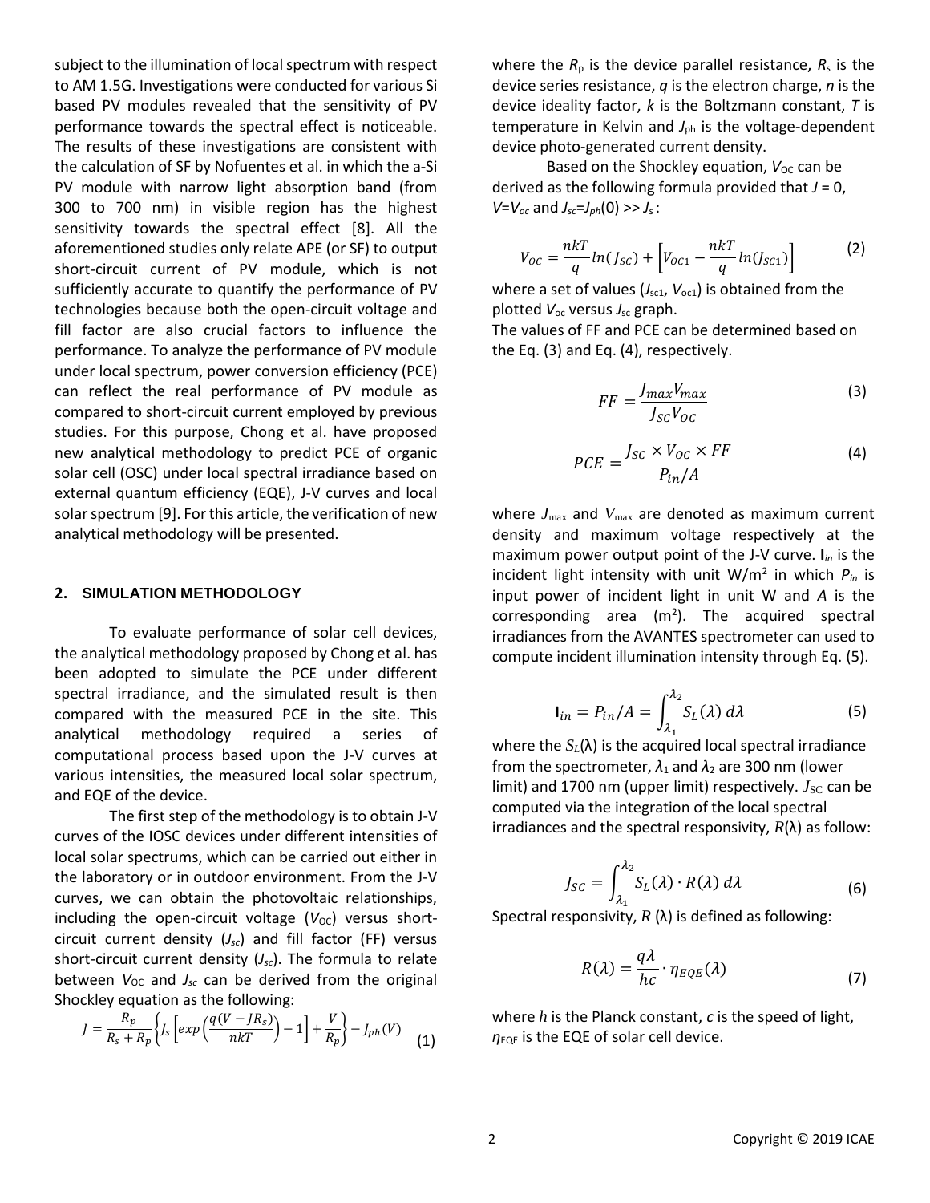subject to the illumination of local spectrum with respect to AM 1.5G. Investigations were conducted for various Si based PV modules revealed that the sensitivity of PV performance towards the spectral effect is noticeable. The results of these investigations are consistent with the calculation of SF by Nofuentes et al. in which the a-Si PV module with narrow light absorption band (from 300 to 700 nm) in visible region has the highest sensitivity towards the spectral effect [8]. All the aforementioned studies only relate APE (or SF) to output short-circuit current of PV module, which is not sufficiently accurate to quantify the performance of PV technologies because both the open-circuit voltage and fill factor are also crucial factors to influence the performance. To analyze the performance of PV module under local spectrum, power conversion efficiency (PCE) can reflect the real performance of PV module as compared to short-circuit current employed by previous studies. For this purpose, Chong et al. have proposed new analytical methodology to predict PCE of organic solar cell (OSC) under local spectral irradiance based on external quantum efficiency (EQE), J-V curves and local solar spectrum [9]. For this article, the verification of new analytical methodology will be presented.

## 2. SIMULATION METHODOLOGY

To evaluate performance of solar cell devices, the analytical methodology proposed by Chong et al. has been adopted to simulate the PCE under different spectral irradiance, and the simulated result is then compared with the measured PCE in the site. This analytical methodology required a series of computational process based upon the J-V curves at various intensities, the measured local solar spectrum, and EQE of the device.

The first step of the methodology is to obtain J-V curves of the IOSC devices under different intensities of local solar spectrums, which can be carried out either in the laboratory or in outdoor environment. From the J-V curves, we can obtain the photovoltaic relationships, including the open-circuit voltage ($V_{OC}$) versus short-circuit current density ($J_{sc}$) and fill factor (FF) versus short-circuit current density ($J_{sc}$). The formula to relate between $V_{OC}$ and $J_{sc}$ can be derived from the original Shockley equation as the following:

$$J = \frac{R_p}{R_s + R_p}\left\{J_s\left[exp\left(\frac{q(V - JR_s)}{nkT}\right) - 1\right] + \frac{V}{R_p}\right\} - J_{ph}(V) \quad (1)$$

where the $R_p$ is the device parallel resistance, $R_s$ is the device series resistance, $q$ is the electron charge, $n$ is the device ideality factor, $k$ is the Boltzmann constant, $T$ is temperature in Kelvin and $J_{ph}$ is the voltage-dependent device photo-generated current density.

Based on the Shockley equation, $V_{OC}$ can be derived as the following formula provided that $J = 0$, $V=V_{oc}$ and $J_{sc}=J_{ph}(0) >> J_s$ :

$$V_{OC} = \frac{nkT}{q}ln(J_{SC}) + \left[V_{OC1} - \frac{nkT}{q}ln(J_{SC1})\right] \quad (2)$$

where a set of values ($J_{sc1}$, $V_{oc1}$) is obtained from the plotted $V_{oc}$ versus $J_{sc}$ graph.
The values of FF and PCE can be determined based on the Eq. (3) and Eq. (4), respectively.

$$FF = \frac{J_{max}V_{max}}{J_{SC}V_{OC}} \quad (3)$$

$$PCE = \frac{J_{SC} \times V_{OC} \times FF}{P_{in}/A} \quad (4)$$

where $J_{max}$ and $V_{max}$ are denoted as maximum current density and maximum voltage respectively at the maximum power output point of the J-V curve. $\mathbf{I}_{in}$ is the incident light intensity with unit W/m$^2$ in which $P_{in}$ is input power of incident light in unit W and $A$ is the corresponding area (m$^2$). The acquired spectral irradiances from the AVANTES spectrometer can used to compute incident illumination intensity through Eq. (5).

$$\mathbf{I}_{in} = P_{in}/A = \int_{\lambda_1}^{\lambda_2} S_L(\lambda)\, d\lambda \quad (5)$$

where the $S_L(\lambda)$ is the acquired local spectral irradiance from the spectrometer, $\lambda_1$ and $\lambda_2$ are 300 nm (lower limit) and 1700 nm (upper limit) respectively. $J_{SC}$ can be computed via the integration of the local spectral irradiances and the spectral responsivity, $R(\lambda)$ as follow:

$$J_{SC} = \int_{\lambda_1}^{\lambda_2} S_L(\lambda) \cdot R(\lambda)\, d\lambda \quad (6)$$

Spectral responsivity, $R(\lambda)$ is defined as following:

$$R(\lambda) = \frac{q\lambda}{hc} \cdot \eta_{EQE}(\lambda) \quad (7)$$

where $h$ is the Planck constant, $c$ is the speed of light, $\eta_{EQE}$ is the EQE of solar cell device.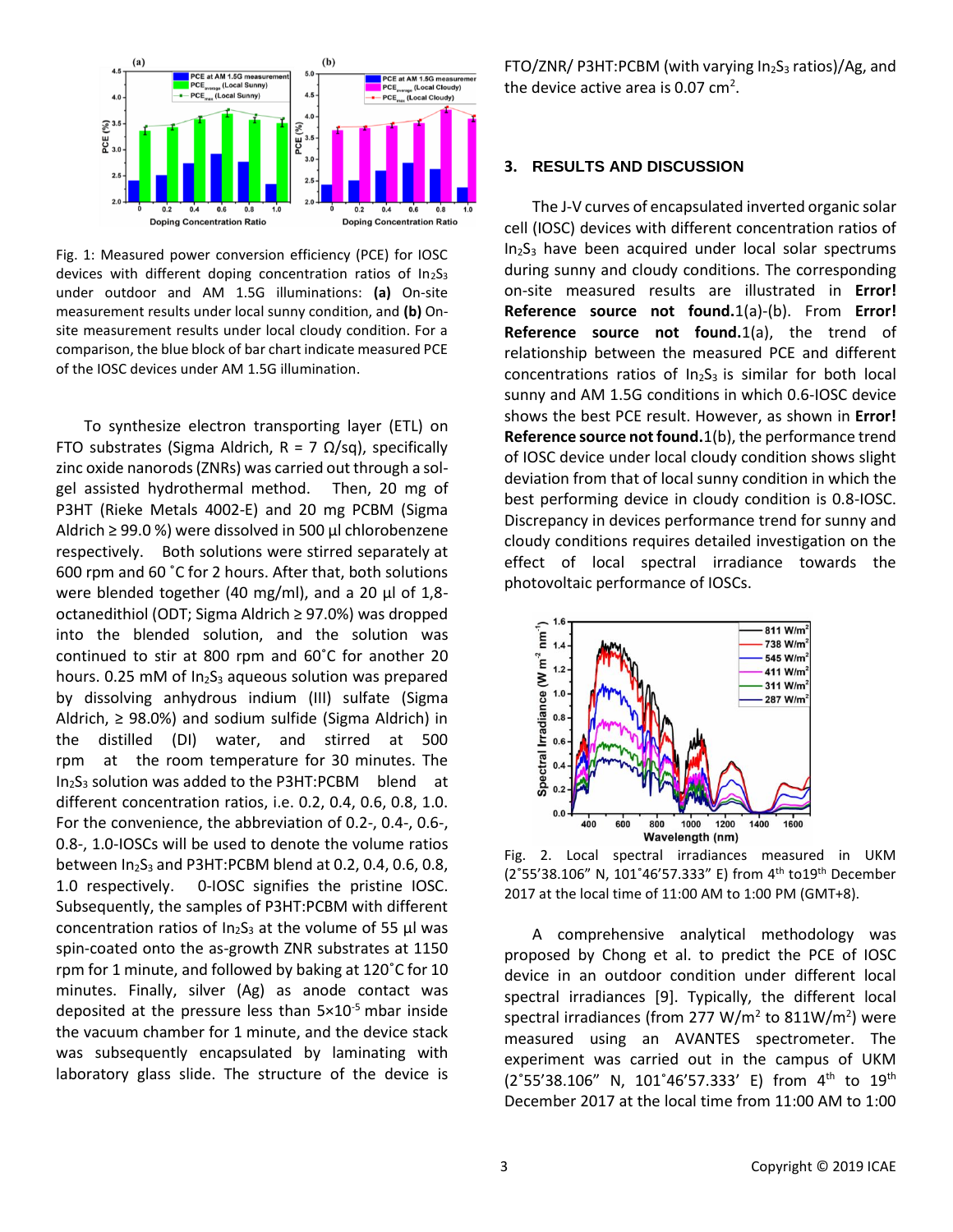Fig. 1: Measured power conversion efficiency (PCE) for IOSC devices with different doping concentration ratios of $In_2S_3$ under outdoor and AM 1.5G illuminations: **(a)** On-site measurement results under local sunny condition, and **(b)** On-site measurement results under local cloudy condition. For a comparison, the blue block of bar chart indicate measured PCE of the IOSC devices under AM 1.5G illumination.

To synthesize electron transporting layer (ETL) on FTO substrates (Sigma Aldrich, R = 7 Ω/sq), specifically zinc oxide nanorods (ZNRs) was carried out through a sol-gel assisted hydrothermal method. Then, 20 mg of P3HT (Rieke Metals 4002-E) and 20 mg PCBM (Sigma Aldrich ≥ 99.0 %) were dissolved in 500 µl chlorobenzene respectively. Both solutions were stirred separately at 600 rpm and 60 ˚C for 2 hours. After that, both solutions were blended together (40 mg/ml), and a 20 µl of 1,8-octanedithiol (ODT; Sigma Aldrich ≥ 97.0%) was dropped into the blended solution, and the solution was continued to stir at 800 rpm and 60˚C for another 20 hours. 0.25 mM of $In_2S_3$ aqueous solution was prepared by dissolving anhydrous indium (III) sulfate (Sigma Aldrich, ≥ 98.0%) and sodium sulfide (Sigma Aldrich) in the distilled (DI) water, and stirred at 500 rpm at the room temperature for 30 minutes. The $In_2S_3$ solution was added to the P3HT:PCBM blend at different concentration ratios, i.e. 0.2, 0.4, 0.6, 0.8, 1.0. For the convenience, the abbreviation of 0.2-, 0.4-, 0.6-, 0.8-, 1.0-IOSCs will be used to denote the volume ratios between $In_2S_3$ and P3HT:PCBM blend at 0.2, 0.4, 0.6, 0.8, 1.0 respectively. 0-IOSC signifies the pristine IOSC. Subsequently, the samples of P3HT:PCBM with different concentration ratios of $In_2S_3$ at the volume of 55 µl was spin-coated onto the as-growth ZNR substrates at 1150 rpm for 1 minute, and followed by baking at 120˚C for 10 minutes. Finally, silver (Ag) as anode contact was deposited at the pressure less than $5\times10^{-5}$ mbar inside the vacuum chamber for 1 minute, and the device stack was subsequently encapsulated by laminating with laboratory glass slide. The structure of the device is FTO/ZNR/ P3HT:PCBM (with varying $In_2S_3$ ratios)/Ag, and the device active area is 0.07 $cm^2$.

## 3. RESULTS AND DISCUSSION

The J-V curves of encapsulated inverted organic solar cell (IOSC) devices with different concentration ratios of $In_2S_3$ have been acquired under local solar spectrums during sunny and cloudy conditions. The corresponding on-site measured results are illustrated in **Error! Reference source not found.**1(a)-(b). From **Error! Reference source not found.**1(a), the trend of relationship between the measured PCE and different concentrations ratios of $In_2S_3$ is similar for both local sunny and AM 1.5G conditions in which 0.6-IOSC device shows the best PCE result. However, as shown in **Error! Reference source not found.**1(b), the performance trend of IOSC device under local cloudy condition shows slight deviation from that of local sunny condition in which the best performing device in cloudy condition is 0.8-IOSC. Discrepancy in devices performance trend for sunny and cloudy conditions requires detailed investigation on the effect of local spectral irradiance towards the photovoltaic performance of IOSCs.

Fig. 2. Local spectral irradiances measured in UKM (2˚55'38.106" N, 101˚46'57.333" E) from 4th to19th December 2017 at the local time of 11:00 AM to 1:00 PM (GMT+8).

A comprehensive analytical methodology was proposed by Chong et al. to predict the PCE of IOSC device in an outdoor condition under different local spectral irradiances [9]. Typically, the different local spectral irradiances (from 277 W/$m^2$ to 811W/$m^2$) were measured using an AVANTES spectrometer. The experiment was carried out in the campus of UKM (2˚55'38.106" N, 101˚46'57.333' E) from 4th to 19th December 2017 at the local time from 11:00 AM to 1:00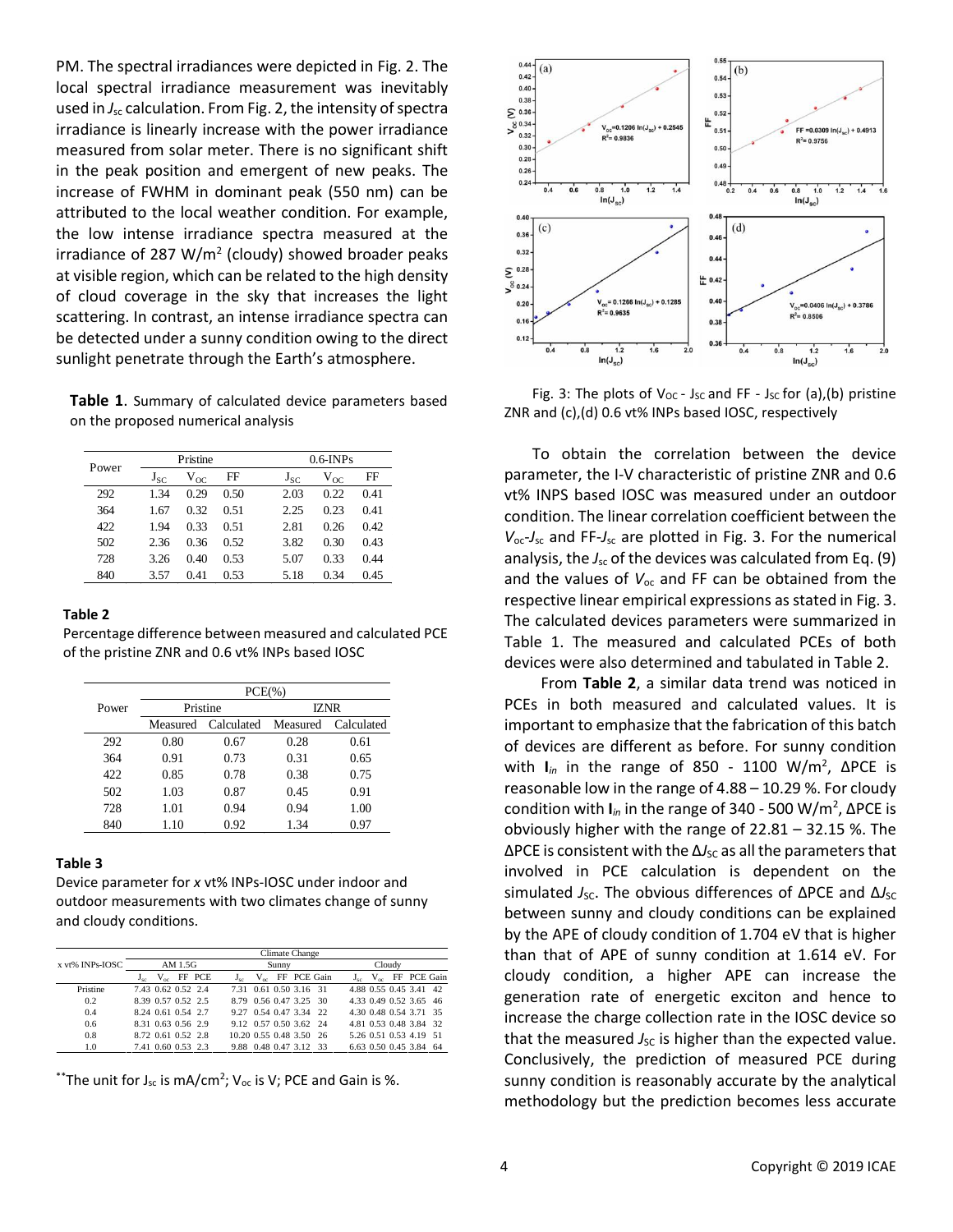PM. The spectral irradiances were depicted in Fig. 2. The local spectral irradiance measurement was inevitably used in $J_{sc}$ calculation. From Fig. 2, the intensity of spectra irradiance is linearly increase with the power irradiance measured from solar meter. There is no significant shift in the peak position and emergent of new peaks. The increase of FWHM in dominant peak (550 nm) can be attributed to the local weather condition. For example, the low intense irradiance spectra measured at the irradiance of 287 W/m$^2$ (cloudy) showed broader peaks at visible region, which can be related to the high density of cloud coverage in the sky that increases the light scattering. In contrast, an intense irradiance spectra can be detected under a sunny condition owing to the direct sunlight penetrate through the Earth's atmosphere.

**Table 1**. Summary of calculated device parameters based on the proposed numerical analysis

| Power | Pristine | | | 0.6-INPs | | |
|---|---|---|---|---|---|---|
| | $J_{SC}$ | $V_{OC}$ | FF | $J_{SC}$ | $V_{OC}$ | FF |
| 292 | 1.34 | 0.29 | 0.50 | 2.03 | 0.22 | 0.41 |
| 364 | 1.67 | 0.32 | 0.51 | 2.25 | 0.23 | 0.41 |
| 422 | 1.94 | 0.33 | 0.51 | 2.81 | 0.26 | 0.42 |
| 502 | 2.36 | 0.36 | 0.52 | 3.82 | 0.30 | 0.43 |
| 728 | 3.26 | 0.40 | 0.53 | 5.07 | 0.33 | 0.44 |
| 840 | 3.57 | 0.41 | 0.53 | 5.18 | 0.34 | 0.45 |

**Table 2**

Percentage difference between measured and calculated PCE of the pristine ZNR and 0.6 vt% INPs based IOSC

| Power | PCE(%) | | | |
|---|---|---|---|---|
| | Pristine | | IZNR | |
| | Measured | Calculated | Measured | Calculated |
| 292 | 0.80 | 0.67 | 0.28 | 0.61 |
| 364 | 0.91 | 0.73 | 0.31 | 0.65 |
| 422 | 0.85 | 0.78 | 0.38 | 0.75 |
| 502 | 1.03 | 0.87 | 0.45 | 0.91 |
| 728 | 1.01 | 0.94 | 0.94 | 1.00 |
| 840 | 1.10 | 0.92 | 1.34 | 0.97 |

**Table 3**

Device parameter for *x* vt% INPs-IOSC under indoor and outdoor measurements with two climates change of sunny and cloudy conditions.

| x vt% INPs-IOSC | AM 1.5G | | | | Climate Change: Sunny | | | | | Climate Change: Cloudy | | | | |
|---|---|---|---|---|---|---|---|---|---|---|---|---|---|---|
| | $J_{sc}$ | $V_{oc}$ | FF | PCE | $J_{sc}$ | $V_{oc}$ | FF | PCE | Gain | $J_{sc}$ | $V_{oc}$ | FF | PCE | Gain |
| Pristine | 7.43 | 0.62 | 0.52 | 2.4 | 7.31 | 0.61 | 0.50 | 3.16 | 31 | 4.88 | 0.55 | 0.45 | 3.41 | 42 |
| 0.2 | 8.39 | 0.57 | 0.52 | 2.5 | 8.79 | 0.56 | 0.47 | 3.25 | 30 | 4.33 | 0.49 | 0.52 | 3.65 | 46 |
| 0.4 | 8.24 | 0.61 | 0.54 | 2.7 | 9.27 | 0.54 | 0.47 | 3.34 | 22 | 4.30 | 0.48 | 0.54 | 3.71 | 35 |
| 0.6 | 8.31 | 0.63 | 0.56 | 2.9 | 9.12 | 0.57 | 0.50 | 3.62 | 24 | 4.81 | 0.53 | 0.48 | 3.84 | 32 |
| 0.8 | 8.72 | 0.61 | 0.52 | 2.8 | 10.20 | 0.55 | 0.48 | 3.50 | 26 | 5.26 | 0.51 | 0.53 | 4.19 | 51 |
| 1.0 | 7.41 | 0.60 | 0.53 | 2.3 | 9.88 | 0.48 | 0.47 | 3.12 | 33 | 6.63 | 0.50 | 0.45 | 3.84 | 64 |

**The unit for $J_{sc}$ is mA/cm$^2$; $V_{oc}$ is V; PCE and Gain is %.

Fig. 3: The plots of $V_{OC}$ - $J_{SC}$ and FF - $J_{SC}$ for (a),(b) pristine ZNR and (c),(d) 0.6 vt% INPs based IOSC, respectively

To obtain the correlation between the device parameter, the I-V characteristic of pristine ZNR and 0.6 vt% INPS based IOSC was measured under an outdoor condition. The linear correlation coefficient between the $V_{oc}$-$J_{sc}$ and FF-$J_{sc}$ are plotted in Fig. 3. For the numerical analysis, the $J_{sc}$ of the devices was calculated from Eq. (9) and the values of $V_{oc}$ and FF can be obtained from the respective linear empirical expressions as stated in Fig. 3. The calculated devices parameters were summarized in Table 1. The measured and calculated PCEs of both devices were also determined and tabulated in Table 2.

From **Table 2**, a similar data trend was noticed in PCEs in both measured and calculated values. It is important to emphasize that the fabrication of this batch of devices are different as before. For sunny condition with $\mathbf{I}_{in}$ in the range of 850 - 1100 W/m$^2$, ΔPCE is reasonable low in the range of 4.88 – 10.29 %. For cloudy condition with $\mathbf{I}_{in}$ in the range of 340 - 500 W/m$^2$, ΔPCE is obviously higher with the range of 22.81 – 32.15 %. The ΔPCE is consistent with the $\Delta J_{SC}$ as all the parameters that involved in PCE calculation is dependent on the simulated $J_{SC}$. The obvious differences of ΔPCE and $\Delta J_{SC}$ between sunny and cloudy conditions can be explained by the APE of cloudy condition of 1.704 eV that is higher than that of APE of sunny condition at 1.614 eV. For cloudy condition, a higher APE can increase the generation rate of energetic exciton and hence to increase the charge collection rate in the IOSC device so that the measured $J_{SC}$ is higher than the expected value. Conclusively, the prediction of measured PCE during sunny condition is reasonably accurate by the analytical methodology but the prediction becomes less accurate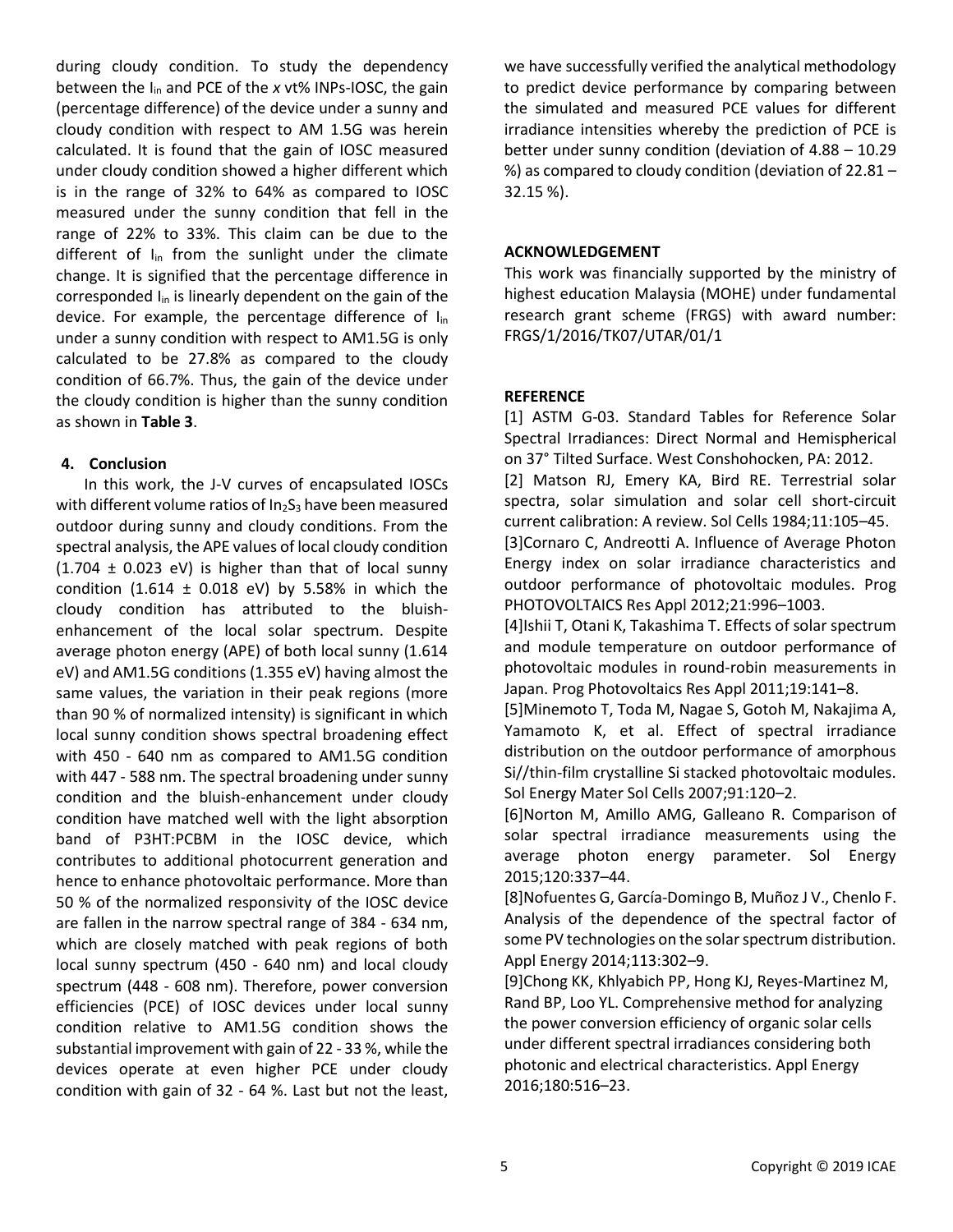during cloudy condition. To study the dependency between the $I_{in}$ and PCE of the *x* vt% INPs-IOSC, the gain (percentage difference) of the device under a sunny and cloudy condition with respect to AM 1.5G was herein calculated. It is found that the gain of IOSC measured under cloudy condition showed a higher different which is in the range of 32% to 64% as compared to IOSC measured under the sunny condition that fell in the range of 22% to 33%. This claim can be due to the different of $I_{in}$ from the sunlight under the climate change. It is signified that the percentage difference in corresponded $I_{in}$ is linearly dependent on the gain of the device. For example, the percentage difference of $I_{in}$ under a sunny condition with respect to AM1.5G is only calculated to be 27.8% as compared to the cloudy condition of 66.7%. Thus, the gain of the device under the cloudy condition is higher than the sunny condition as shown in **Table 3**.

## 4. Conclusion

In this work, the J-V curves of encapsulated IOSCs with different volume ratios of $In_2S_3$ have been measured outdoor during sunny and cloudy conditions. From the spectral analysis, the APE values of local cloudy condition (1.704 ± 0.023 eV) is higher than that of local sunny condition (1.614 ± 0.018 eV) by 5.58% in which the cloudy condition has attributed to the bluish-enhancement of the local solar spectrum. Despite average photon energy (APE) of both local sunny (1.614 eV) and AM1.5G conditions (1.355 eV) having almost the same values, the variation in their peak regions (more than 90 % of normalized intensity) is significant in which local sunny condition shows spectral broadening effect with 450 - 640 nm as compared to AM1.5G condition with 447 - 588 nm. The spectral broadening under sunny condition and the bluish-enhancement under cloudy condition have matched well with the light absorption band of P3HT:PCBM in the IOSC device, which contributes to additional photocurrent generation and hence to enhance photovoltaic performance. More than 50 % of the normalized responsivity of the IOSC device are fallen in the narrow spectral range of 384 - 634 nm, which are closely matched with peak regions of both local sunny spectrum (450 - 640 nm) and local cloudy spectrum (448 - 608 nm). Therefore, power conversion efficiencies (PCE) of IOSC devices under local sunny condition relative to AM1.5G condition shows the substantial improvement with gain of 22 - 33 %, while the devices operate at even higher PCE under cloudy condition with gain of 32 - 64 %. Last but not the least, we have successfully verified the analytical methodology to predict device performance by comparing between the simulated and measured PCE values for different irradiance intensities whereby the prediction of PCE is better under sunny condition (deviation of 4.88 – 10.29 %) as compared to cloudy condition (deviation of 22.81 – 32.15 %).

## ACKNOWLEDGEMENT

This work was financially supported by the ministry of highest education Malaysia (MOHE) under fundamental research grant scheme (FRGS) with award number: FRGS/1/2016/TK07/UTAR/01/1

## REFERENCE

[1] ASTM G-03. Standard Tables for Reference Solar Spectral Irradiances: Direct Normal and Hemispherical on 37° Tilted Surface. West Conshohocken, PA: 2012.

[2] Matson RJ, Emery KA, Bird RE. Terrestrial solar spectra, solar simulation and solar cell short-circuit current calibration: A review. Sol Cells 1984;11:105–45.

[3]Cornaro C, Andreotti A. Influence of Average Photon Energy index on solar irradiance characteristics and outdoor performance of photovoltaic modules. Prog PHOTOVOLTAICS Res Appl 2012;21:996–1003.

[4]Ishii T, Otani K, Takashima T. Effects of solar spectrum and module temperature on outdoor performance of photovoltaic modules in round-robin measurements in Japan. Prog Photovoltaics Res Appl 2011;19:141–8.

[5]Minemoto T, Toda M, Nagae S, Gotoh M, Nakajima A, Yamamoto K, et al. Effect of spectral irradiance distribution on the outdoor performance of amorphous Si//thin-film crystalline Si stacked photovoltaic modules. Sol Energy Mater Sol Cells 2007;91:120–2.

[6]Norton M, Amillo AMG, Galleano R. Comparison of solar spectral irradiance measurements using the average photon energy parameter. Sol Energy 2015;120:337–44.

[8]Nofuentes G, García-Domingo B, Muñoz J V., Chenlo F. Analysis of the dependence of the spectral factor of some PV technologies on the solar spectrum distribution. Appl Energy 2014;113:302–9.

[9]Chong KK, Khlyabich PP, Hong KJ, Reyes-Martinez M, Rand BP, Loo YL. Comprehensive method for analyzing the power conversion efficiency of organic solar cells under different spectral irradiances considering both photonic and electrical characteristics. Appl Energy 2016;180:516–23.